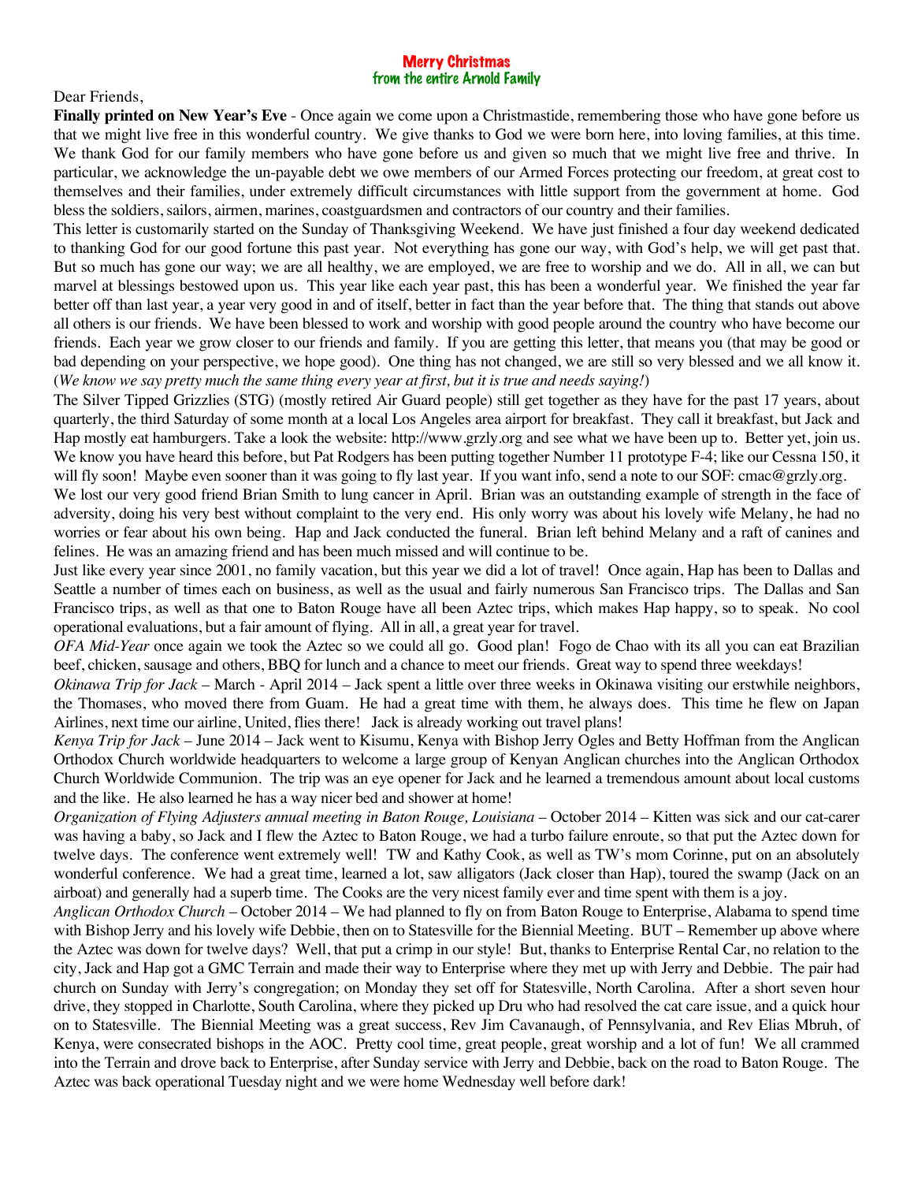**Merry Christmas**
**from the entire Arnold Family**

Dear Friends,

**Finally printed on New Year's Eve** - Once again we come upon a Christmastide, remembering those who have gone before us that we might live free in this wonderful country. We give thanks to God we were born here, into loving families, at this time. We thank God for our family members who have gone before us and given so much that we might live free and thrive. In particular, we acknowledge the un-payable debt we owe members of our Armed Forces protecting our freedom, at great cost to themselves and their families, under extremely difficult circumstances with little support from the government at home. God bless the soldiers, sailors, airmen, marines, coastguardsmen and contractors of our country and their families.

This letter is customarily started on the Sunday of Thanksgiving Weekend. We have just finished a four day weekend dedicated to thanking God for our good fortune this past year. Not everything has gone our way, with God's help, we will get past that. But so much has gone our way; we are all healthy, we are employed, we are free to worship and we do. All in all, we can but marvel at blessings bestowed upon us. This year like each year past, this has been a wonderful year. We finished the year far better off than last year, a year very good in and of itself, better in fact than the year before that. The thing that stands out above all others is our friends. We have been blessed to work and worship with good people around the country who have become our friends. Each year we grow closer to our friends and family. If you are getting this letter, that means you (that may be good or bad depending on your perspective, we hope good). One thing has not changed, we are still so very blessed and we all know it. (*We know we say pretty much the same thing every year at first, but it is true and needs saying!*)

The Silver Tipped Grizzlies (STG) (mostly retired Air Guard people) still get together as they have for the past 17 years, about quarterly, the third Saturday of some month at a local Los Angeles area airport for breakfast. They call it breakfast, but Jack and Hap mostly eat hamburgers. Take a look the website: http://www.grzly.org and see what we have been up to. Better yet, join us. We know you have heard this before, but Pat Rodgers has been putting together Number 11 prototype F-4; like our Cessna 150, it will fly soon! Maybe even sooner than it was going to fly last year. If you want info, send a note to our SOF: cmac@grzly.org.

We lost our very good friend Brian Smith to lung cancer in April. Brian was an outstanding example of strength in the face of adversity, doing his very best without complaint to the very end. His only worry was about his lovely wife Melany, he had no worries or fear about his own being. Hap and Jack conducted the funeral. Brian left behind Melany and a raft of canines and felines. He was an amazing friend and has been much missed and will continue to be.

Just like every year since 2001, no family vacation, but this year we did a lot of travel! Once again, Hap has been to Dallas and Seattle a number of times each on business, as well as the usual and fairly numerous San Francisco trips. The Dallas and San Francisco trips, as well as that one to Baton Rouge have all been Aztec trips, which makes Hap happy, so to speak. No cool operational evaluations, but a fair amount of flying. All in all, a great year for travel.

*OFA Mid-Year* once again we took the Aztec so we could all go. Good plan! Fogo de Chao with its all you can eat Brazilian beef, chicken, sausage and others, BBQ for lunch and a chance to meet our friends. Great way to spend three weekdays!

*Okinawa Trip for Jack* – March - April 2014 – Jack spent a little over three weeks in Okinawa visiting our erstwhile neighbors, the Thomases, who moved there from Guam. He had a great time with them, he always does. This time he flew on Japan Airlines, next time our airline, United, flies there! Jack is already working out travel plans!

*Kenya Trip for Jack* – June 2014 – Jack went to Kisumu, Kenya with Bishop Jerry Ogles and Betty Hoffman from the Anglican Orthodox Church worldwide headquarters to welcome a large group of Kenyan Anglican churches into the Anglican Orthodox Church Worldwide Communion. The trip was an eye opener for Jack and he learned a tremendous amount about local customs and the like. He also learned he has a way nicer bed and shower at home!

*Organization of Flying Adjusters annual meeting in Baton Rouge, Louisiana* – October 2014 – Kitten was sick and our cat-carer was having a baby, so Jack and I flew the Aztec to Baton Rouge, we had a turbo failure enroute, so that put the Aztec down for twelve days. The conference went extremely well! TW and Kathy Cook, as well as TW's mom Corinne, put on an absolutely wonderful conference. We had a great time, learned a lot, saw alligators (Jack closer than Hap), toured the swamp (Jack on an airboat) and generally had a superb time. The Cooks are the very nicest family ever and time spent with them is a joy.

*Anglican Orthodox Church* – October 2014 – We had planned to fly on from Baton Rouge to Enterprise, Alabama to spend time with Bishop Jerry and his lovely wife Debbie, then on to Statesville for the Biennial Meeting. BUT – Remember up above where the Aztec was down for twelve days? Well, that put a crimp in our style! But, thanks to Enterprise Rental Car, no relation to the city, Jack and Hap got a GMC Terrain and made their way to Enterprise where they met up with Jerry and Debbie. The pair had church on Sunday with Jerry's congregation; on Monday they set off for Statesville, North Carolina. After a short seven hour drive, they stopped in Charlotte, South Carolina, where they picked up Dru who had resolved the cat care issue, and a quick hour on to Statesville. The Biennial Meeting was a great success, Rev Jim Cavanaugh, of Pennsylvania, and Rev Elias Mbruh, of Kenya, were consecrated bishops in the AOC. Pretty cool time, great people, great worship and a lot of fun! We all crammed into the Terrain and drove back to Enterprise, after Sunday service with Jerry and Debbie, back on the road to Baton Rouge. The Aztec was back operational Tuesday night and we were home Wednesday well before dark!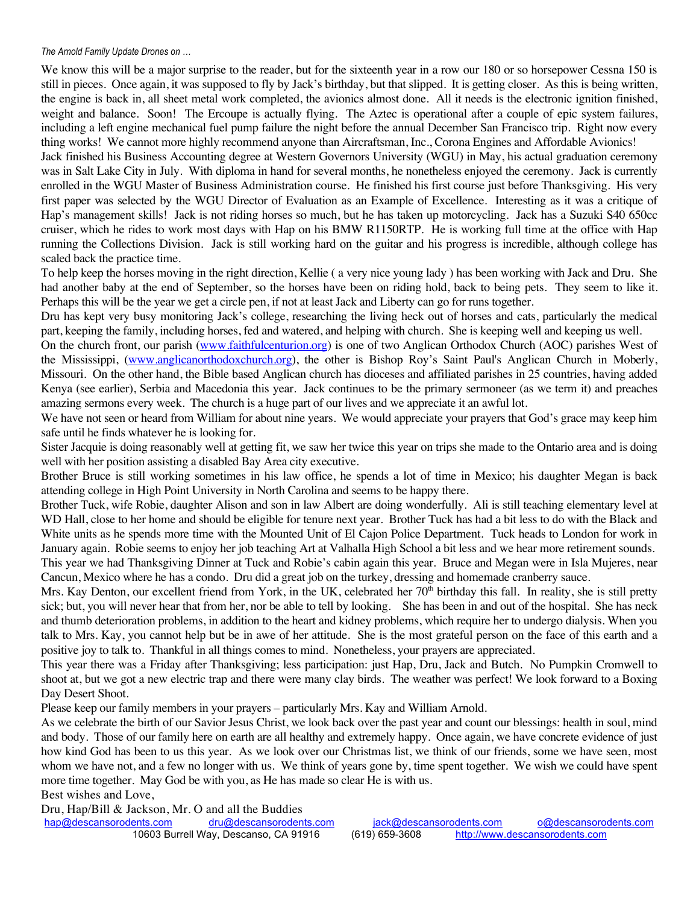*The Arnold Family Update Drones on …*

We know this will be a major surprise to the reader, but for the sixteenth year in a row our 180 or so horsepower Cessna 150 is still in pieces. Once again, it was supposed to fly by Jack's birthday, but that slipped. It is getting closer. As this is being written, the engine is back in, all sheet metal work completed, the avionics almost done. All it needs is the electronic ignition finished, weight and balance. Soon! The Ercoupe is actually flying. The Aztec is operational after a couple of epic system failures, including a left engine mechanical fuel pump failure the night before the annual December San Francisco trip. Right now every thing works! We cannot more highly recommend anyone than Aircraftsman, Inc., Corona Engines and Affordable Avionics!

Jack finished his Business Accounting degree at Western Governors University (WGU) in May, his actual graduation ceremony was in Salt Lake City in July. With diploma in hand for several months, he nonetheless enjoyed the ceremony. Jack is currently enrolled in the WGU Master of Business Administration course. He finished his first course just before Thanksgiving. His very first paper was selected by the WGU Director of Evaluation as an Example of Excellence. Interesting as it was a critique of Hap's management skills! Jack is not riding horses so much, but he has taken up motorcycling. Jack has a Suzuki S40 650cc cruiser, which he rides to work most days with Hap on his BMW R1150RTP. He is working full time at the office with Hap running the Collections Division. Jack is still working hard on the guitar and his progress is incredible, although college has scaled back the practice time.

To help keep the horses moving in the right direction, Kellie ( a very nice young lady ) has been working with Jack and Dru. She had another baby at the end of September, so the horses have been on riding hold, back to being pets. They seem to like it. Perhaps this will be the year we get a circle pen, if not at least Jack and Liberty can go for runs together.

Dru has kept very busy monitoring Jack's college, researching the living heck out of horses and cats, particularly the medical part, keeping the family, including horses, fed and watered, and helping with church. She is keeping well and keeping us well.

On the church front, our parish (www.faithfulcenturion.org) is one of two Anglican Orthodox Church (AOC) parishes West of the Mississippi, (www.anglicanorthodoxchurch.org), the other is Bishop Roy's Saint Paul's Anglican Church in Moberly, Missouri. On the other hand, the Bible based Anglican church has dioceses and affiliated parishes in 25 countries, having added Kenya (see earlier), Serbia and Macedonia this year. Jack continues to be the primary sermoneer (as we term it) and preaches amazing sermons every week. The church is a huge part of our lives and we appreciate it an awful lot.

We have not seen or heard from William for about nine years. We would appreciate your prayers that God's grace may keep him safe until he finds whatever he is looking for.

Sister Jacquie is doing reasonably well at getting fit, we saw her twice this year on trips she made to the Ontario area and is doing well with her position assisting a disabled Bay Area city executive.

Brother Bruce is still working sometimes in his law office, he spends a lot of time in Mexico; his daughter Megan is back attending college in High Point University in North Carolina and seems to be happy there.

Brother Tuck, wife Robie, daughter Alison and son in law Albert are doing wonderfully. Ali is still teaching elementary level at WD Hall, close to her home and should be eligible for tenure next year. Brother Tuck has had a bit less to do with the Black and White units as he spends more time with the Mounted Unit of El Cajon Police Department. Tuck heads to London for work in January again. Robie seems to enjoy her job teaching Art at Valhalla High School a bit less and we hear more retirement sounds. This year we had Thanksgiving Dinner at Tuck and Robie's cabin again this year. Bruce and Megan were in Isla Mujeres, near Cancun, Mexico where he has a condo. Dru did a great job on the turkey, dressing and homemade cranberry sauce.

Mrs. Kay Denton, our excellent friend from York, in the UK, celebrated her 70th birthday this fall. In reality, she is still pretty sick; but, you will never hear that from her, nor be able to tell by looking. She has been in and out of the hospital. She has neck and thumb deterioration problems, in addition to the heart and kidney problems, which require her to undergo dialysis. When you talk to Mrs. Kay, you cannot help but be in awe of her attitude. She is the most grateful person on the face of this earth and a positive joy to talk to. Thankful in all things comes to mind. Nonetheless, your prayers are appreciated.

This year there was a Friday after Thanksgiving; less participation: just Hap, Dru, Jack and Butch. No Pumpkin Cromwell to shoot at, but we got a new electric trap and there were many clay birds. The weather was perfect! We look forward to a Boxing Day Desert Shoot.

Please keep our family members in your prayers – particularly Mrs. Kay and William Arnold.

As we celebrate the birth of our Savior Jesus Christ, we look back over the past year and count our blessings: health in soul, mind and body. Those of our family here on earth are all healthy and extremely happy. Once again, we have concrete evidence of just how kind God has been to us this year. As we look over our Christmas list, we think of our friends, some we have seen, most whom we have not, and a few no longer with us. We think of years gone by, time spent together. We wish we could have spent more time together. May God be with you, as He has made so clear He is with us.

Best wishes and Love,

Dru, Hap/Bill & Jackson, Mr. O and all the Buddies

hap@descansorodents.com dru@descansorodents.com jack@descansorodents.com o@descansorodents.com

10603 Burrell Way, Descanso, CA 91916 (619) 659-3608 http://www.descansorodents.com